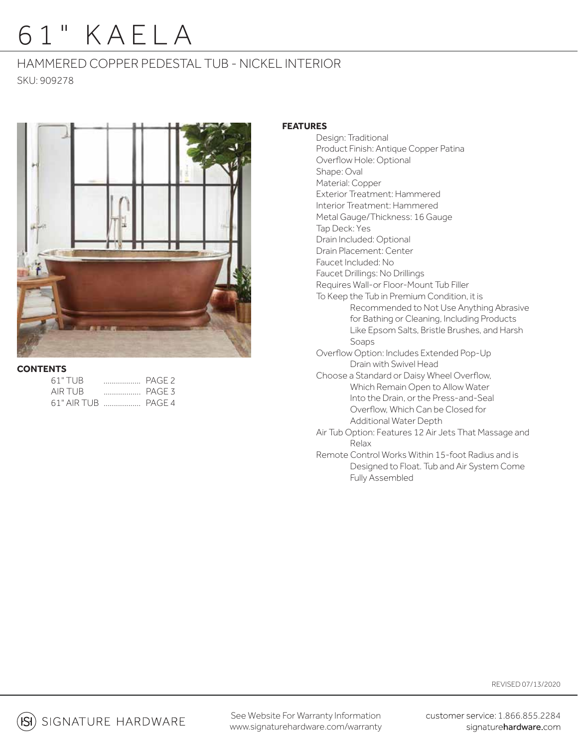# 61" KAELA

## HAMMERED COPPER PEDESTAL TUB - NICKEL INTERIOR

SKU: 909278

### CONTENTS

| | | |
|---|---|---|
| 61" TUB | .................. | PAGE 2 |
| AIR TUB | .................. | PAGE 3 |
| 61" AIR TUB | .................. | PAGE 4 |

### FEATURES

- Design: Traditional
- Product Finish: Antique Copper Patina
- Overflow Hole: Optional
- Shape: Oval
- Material: Copper
- Exterior Treatment: Hammered
- Interior Treatment: Hammered
- Metal Gauge/Thickness: 16 Gauge
- Tap Deck: Yes
- Drain Included: Optional
- Drain Placement: Center
- Faucet Included: No
- Faucet Drillings: No Drillings
- Requires Wall-or Floor-Mount Tub Filler
- To Keep the Tub in Premium Condition, it is Recommended to Not Use Anything Abrasive for Bathing or Cleaning, Including Products Like Epsom Salts, Bristle Brushes, and Harsh Soaps
- Overflow Option: Includes Extended Pop-Up Drain with Swivel Head
- Choose a Standard or Daisy Wheel Overflow, Which Remain Open to Allow Water Into the Drain, or the Press-and-Seal Overflow, Which Can be Closed for Additional Water Depth
- Air Tub Option: Features 12 Air Jets That Massage and Relax
- Remote Control Works Within 15-foot Radius and is Designed to Float. Tub and Air System Come Fully Assembled

REVISED 07/13/2020

SIGNATURE HARDWARE

See Website For Warranty Information
www.signaturehardware.com/warranty

customer service: 1.866.855.2284
signaturehardware.com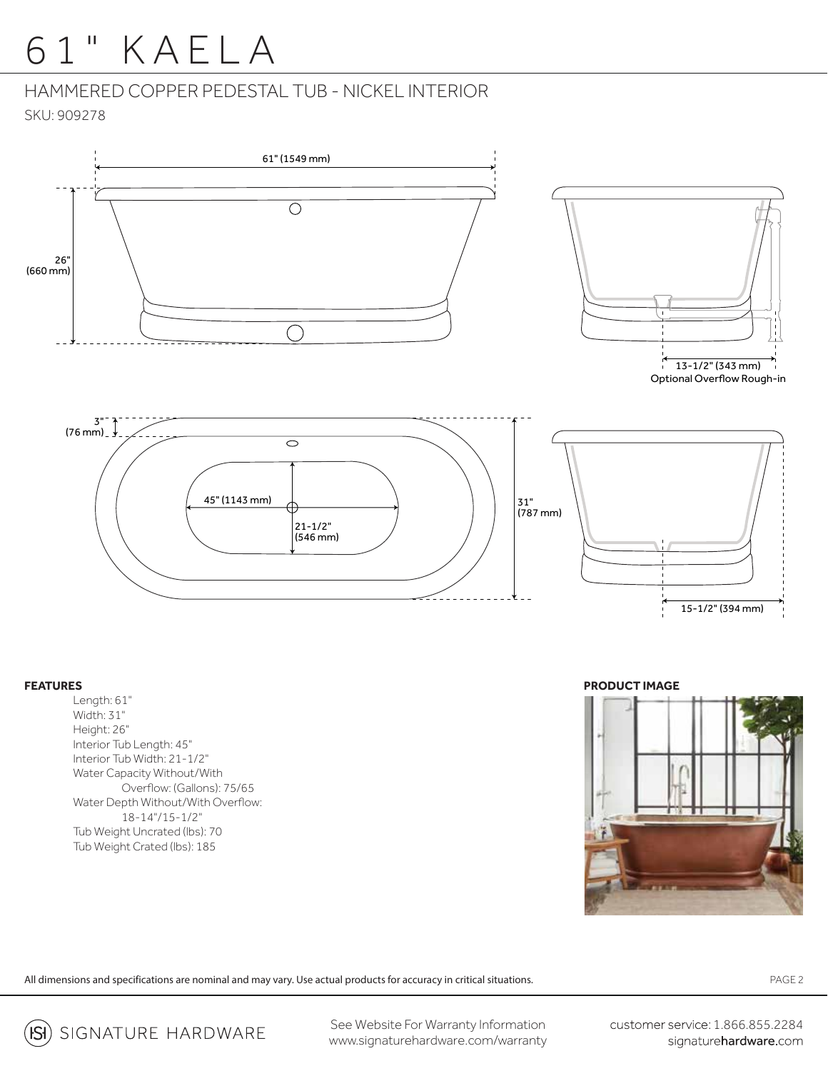# 61" KAELA

## HAMMERED COPPER PEDESTAL TUB - NICKEL INTERIOR

SKU: 909278

61" (1549 mm)

26" (660 mm)

13-1/2" (343 mm)
Optional Overflow Rough-in

3" (76 mm)

45" (1143 mm)

21-1/2" (546 mm)

31" (787 mm)

15-1/2" (394 mm)

**FEATURES**

- Length: 61"
- Width: 31"
- Height: 26"
- Interior Tub Length: 45"
- Interior Tub Width: 21-1/2"
- Water Capacity Without/With Overflow: (Gallons): 75/65
- Water Depth Without/With Overflow: 18-14"/15-1/2"
- Tub Weight Uncrated (lbs): 70
- Tub Weight Crated (lbs): 185

**PRODUCT IMAGE**

All dimensions and specifications are nominal and may vary. Use actual products for accuracy in critical situations.

SIGNATURE HARDWARE

See Website For Warranty Information
www.signaturehardware.com/warranty

customer service: 1.866.855.2284
signaturehardware.com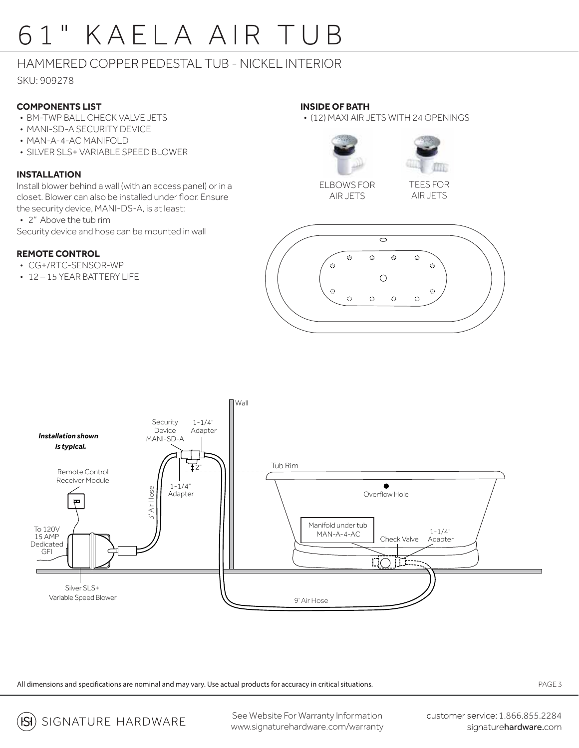# 61" KAELA AIR TUB

## HAMMERED COPPER PEDESTAL TUB - NICKEL INTERIOR

SKU: 909278

### COMPONENTS LIST

- BM-TWP BALL CHECK VALVE JETS
- MANI-SD-A SECURITY DEVICE
- MAN-A-4-AC MANIFOLD
- SILVER SLS+ VARIABLE SPEED BLOWER

### INSTALLATION

Install blower behind a wall (with an access panel) or in a closet. Blower can also be installed under floor. Ensure the security device, MANI-DS-A, is at least:

- 2" Above the tub rim

Security device and hose can be mounted in wall

### REMOTE CONTROL

- CG+/RTC-SENSOR-WP
- 12 – 15 YEAR BATTERY LIFE

### INSIDE OF BATH

- (12) MAXI AIR JETS WITH 24 OPENINGS

ELBOWS FOR AIR JETS

TEES FOR AIR JETS

***Installation shown is typical.***

Wall

Security Device MANI-SD-A

1-1/4" Adapter

2"

Tub Rim

Remote Control Receiver Module

3' Air Hose

1-1/4" Adapter

Overflow Hole

Manifold under tub MAN-A-4-AC

Check Valve

1-1/4" Adapter

To 120V 15 AMP Dedicated GFI

Silver SLS+ Variable Speed Blower

9' Air Hose

All dimensions and specifications are nominal and may vary. Use actual products for accuracy in critical situations.

SIGNATURE HARDWARE

See Website For Warranty Information
www.signaturehardware.com/warranty

customer service: 1.866.855.2284
signaturehardware.com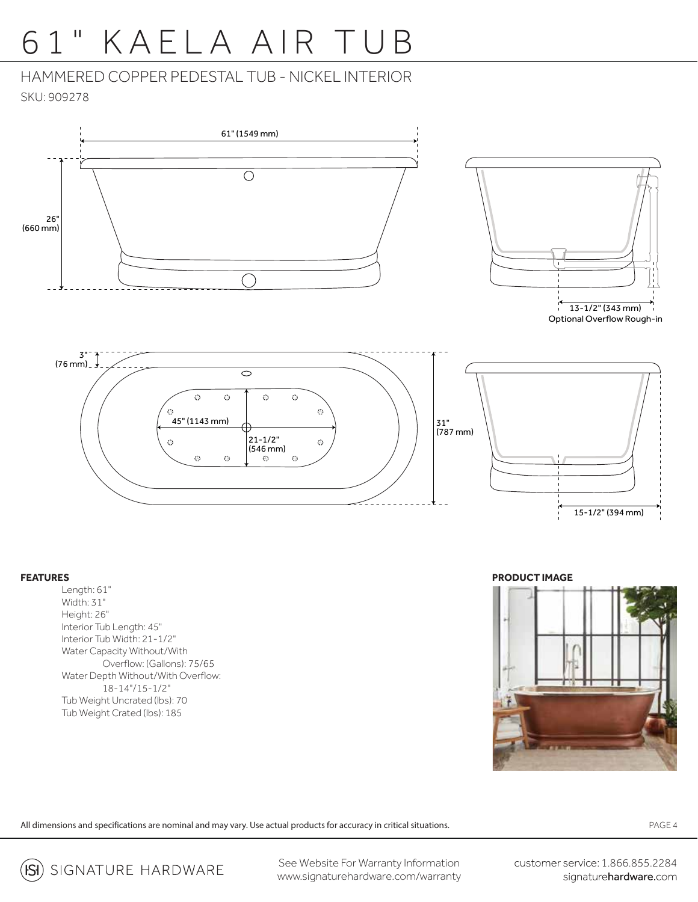# 61" KAELA AIR TUB

## HAMMERED COPPER PEDESTAL TUB - NICKEL INTERIOR

SKU: 909278

61" (1549 mm)

26" (660 mm)

13-1/2" (343 mm)
Optional Overflow Rough-in

3" (76 mm)

45" (1143 mm)

21-1/2" (546 mm)

31" (787 mm)

15-1/2" (394 mm)

**FEATURES**

- Length: 61"
- Width: 31"
- Height: 26"
- Interior Tub Length: 45"
- Interior Tub Width: 21-1/2"
- Water Capacity Without/With Overflow: (Gallons): 75/65
- Water Depth Without/With Overflow: 18-14"/15-1/2"
- Tub Weight Uncrated (lbs): 70
- Tub Weight Crated (lbs): 185

**PRODUCT IMAGE**

All dimensions and specifications are nominal and may vary. Use actual products for accuracy in critical situations.

SIGNATURE HARDWARE

See Website For Warranty Information
www.signaturehardware.com/warranty

customer service: 1.866.855.2284
signaturehardware.com